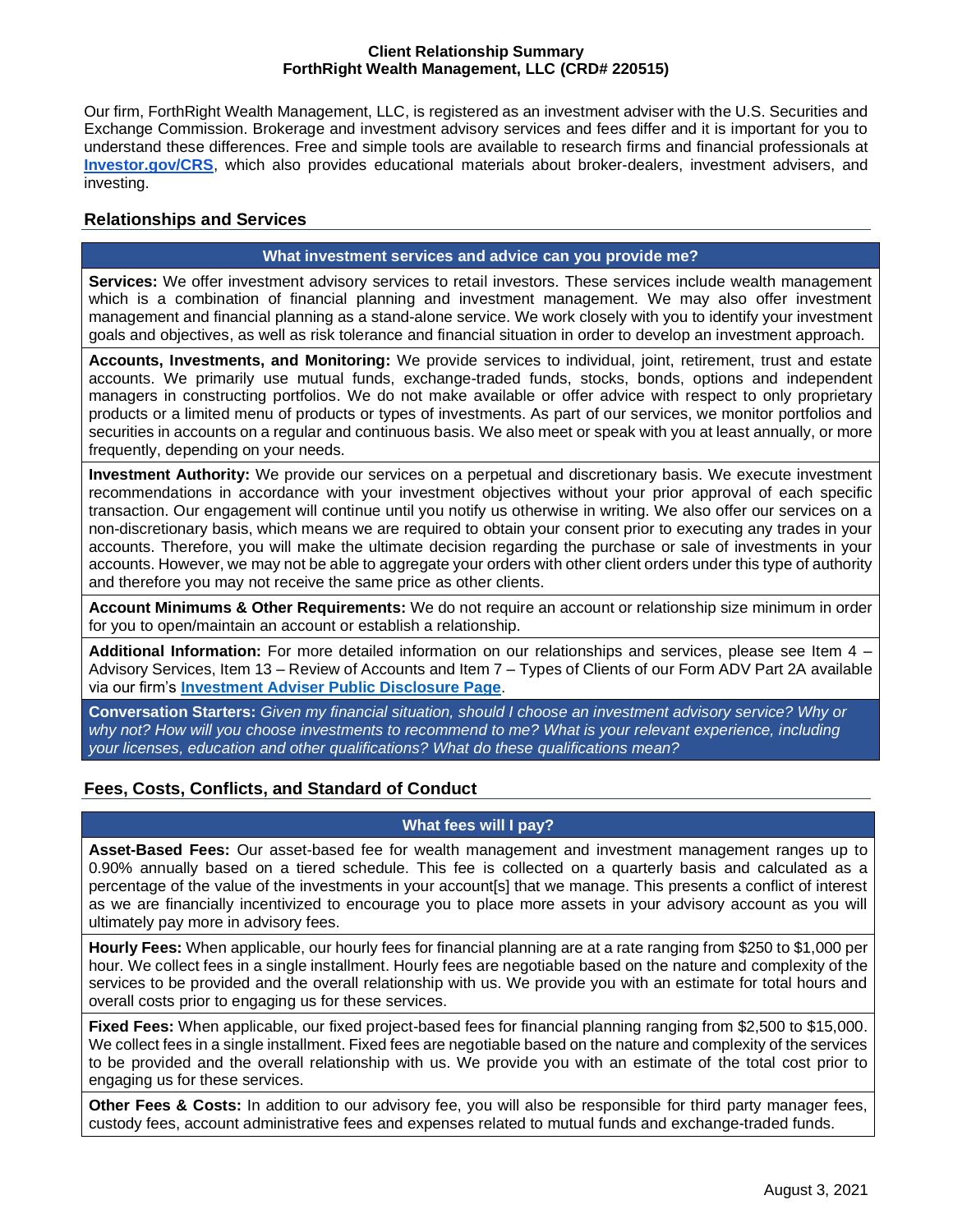# Client Relationship Summary
# ForthRight Wealth Management, LLC (CRD# 220515)

Our firm, ForthRight Wealth Management, LLC, is registered as an investment adviser with the U.S. Securities and Exchange Commission. Brokerage and investment advisory services and fees differ and it is important for you to understand these differences. Free and simple tools are available to research firms and financial professionals at **Investor.gov/CRS**, which also provides educational materials about broker-dealers, investment advisers, and investing.

## Relationships and Services

### What investment services and advice can you provide me?

**Services:** We offer investment advisory services to retail investors. These services include wealth management which is a combination of financial planning and investment management. We may also offer investment management and financial planning as a stand-alone service. We work closely with you to identify your investment goals and objectives, as well as risk tolerance and financial situation in order to develop an investment approach.

**Accounts, Investments, and Monitoring:** We provide services to individual, joint, retirement, trust and estate accounts. We primarily use mutual funds, exchange-traded funds, stocks, bonds, options and independent managers in constructing portfolios. We do not make available or offer advice with respect to only proprietary products or a limited menu of products or types of investments. As part of our services, we monitor portfolios and securities in accounts on a regular and continuous basis. We also meet or speak with you at least annually, or more frequently, depending on your needs.

**Investment Authority:** We provide our services on a perpetual and discretionary basis. We execute investment recommendations in accordance with your investment objectives without your prior approval of each specific transaction. Our engagement will continue until you notify us otherwise in writing. We also offer our services on a non-discretionary basis, which means we are required to obtain your consent prior to executing any trades in your accounts. Therefore, you will make the ultimate decision regarding the purchase or sale of investments in your accounts. However, we may not be able to aggregate your orders with other client orders under this type of authority and therefore you may not receive the same price as other clients.

**Account Minimums & Other Requirements:** We do not require an account or relationship size minimum in order for you to open/maintain an account or establish a relationship.

**Additional Information:** For more detailed information on our relationships and services, please see Item 4 – Advisory Services, Item 13 – Review of Accounts and Item 7 – Types of Clients of our Form ADV Part 2A available via our firm's **Investment Adviser Public Disclosure Page**.

**Conversation Starters:** *Given my financial situation, should I choose an investment advisory service? Why or why not? How will you choose investments to recommend to me? What is your relevant experience, including your licenses, education and other qualifications? What do these qualifications mean?*

## Fees, Costs, Conflicts, and Standard of Conduct

### What fees will I pay?

**Asset-Based Fees:** Our asset-based fee for wealth management and investment management ranges up to 0.90% annually based on a tiered schedule. This fee is collected on a quarterly basis and calculated as a percentage of the value of the investments in your account[s] that we manage. This presents a conflict of interest as we are financially incentivized to encourage you to place more assets in your advisory account as you will ultimately pay more in advisory fees.

**Hourly Fees:** When applicable, our hourly fees for financial planning are at a rate ranging from $250 to $1,000 per hour. We collect fees in a single installment. Hourly fees are negotiable based on the nature and complexity of the services to be provided and the overall relationship with us. We provide you with an estimate for total hours and overall costs prior to engaging us for these services.

**Fixed Fees:** When applicable, our fixed project-based fees for financial planning ranging from $2,500 to $15,000. We collect fees in a single installment. Fixed fees are negotiable based on the nature and complexity of the services to be provided and the overall relationship with us. We provide you with an estimate of the total cost prior to engaging us for these services.

**Other Fees & Costs:** In addition to our advisory fee, you will also be responsible for third party manager fees, custody fees, account administrative fees and expenses related to mutual funds and exchange-traded funds.

August 3, 2021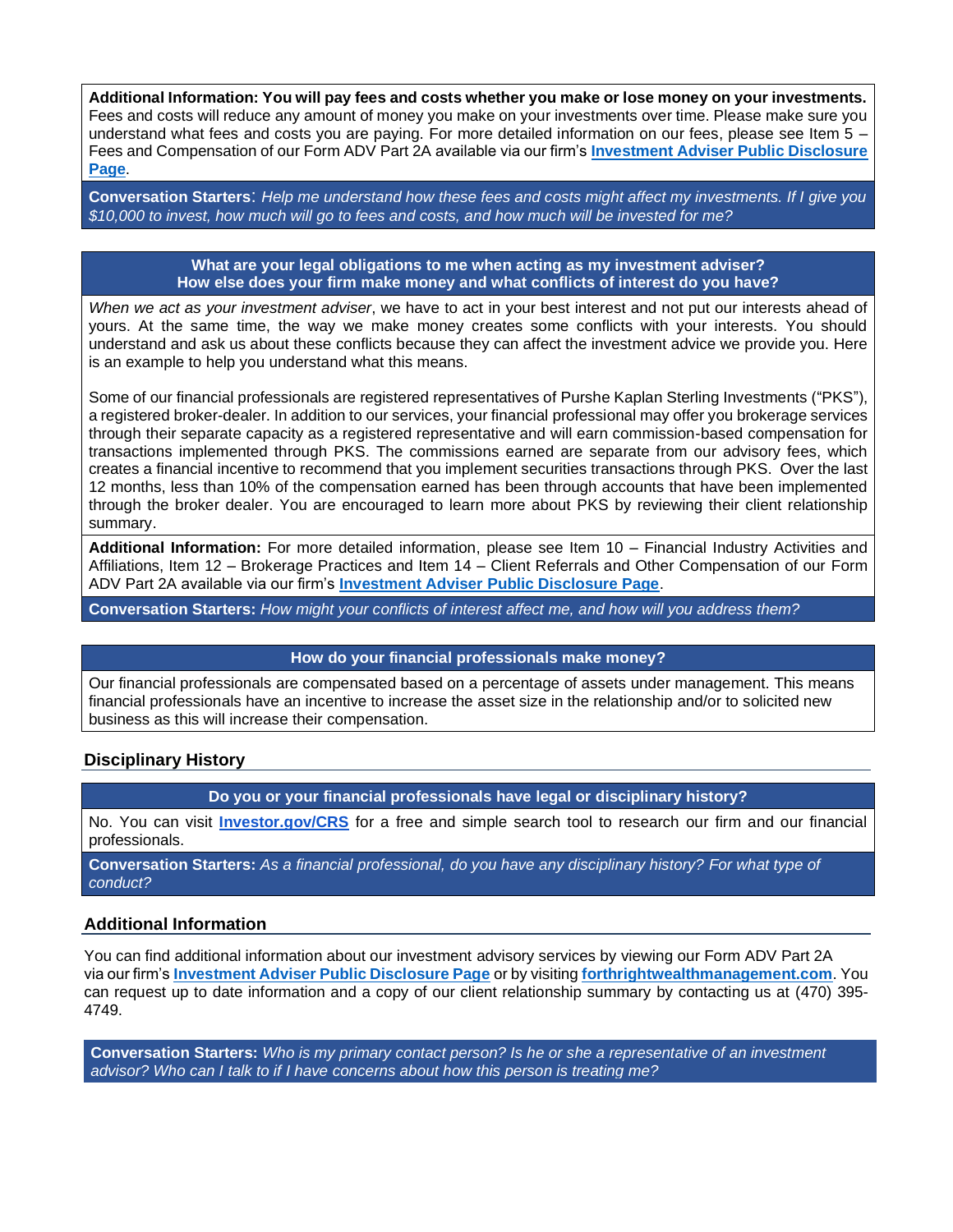**Additional Information: You will pay fees and costs whether you make or lose money on your investments.** Fees and costs will reduce any amount of money you make on your investments over time. Please make sure you understand what fees and costs you are paying. For more detailed information on our fees, please see Item 5 – Fees and Compensation of our Form ADV Part 2A available via our firm's **Investment Adviser Public Disclosure Page**.

**Conversation Starters**: *Help me understand how these fees and costs might affect my investments. If I give you $10,000 to invest, how much will go to fees and costs, and how much will be invested for me?*

**What are your legal obligations to me when acting as my investment adviser?**
**How else does your firm make money and what conflicts of interest do you have?**

*When we act as your investment adviser*, we have to act in your best interest and not put our interests ahead of yours. At the same time, the way we make money creates some conflicts with your interests. You should understand and ask us about these conflicts because they can affect the investment advice we provide you. Here is an example to help you understand what this means.

Some of our financial professionals are registered representatives of Purshe Kaplan Sterling Investments ("PKS"), a registered broker-dealer. In addition to our services, your financial professional may offer you brokerage services through their separate capacity as a registered representative and will earn commission-based compensation for transactions implemented through PKS. The commissions earned are separate from our advisory fees, which creates a financial incentive to recommend that you implement securities transactions through PKS. Over the last 12 months, less than 10% of the compensation earned has been through accounts that have been implemented through the broker dealer. You are encouraged to learn more about PKS by reviewing their client relationship summary.

**Additional Information:** For more detailed information, please see Item 10 – Financial Industry Activities and Affiliations, Item 12 – Brokerage Practices and Item 14 – Client Referrals and Other Compensation of our Form ADV Part 2A available via our firm's **Investment Adviser Public Disclosure Page**.

**Conversation Starters:** *How might your conflicts of interest affect me, and how will you address them?*

**How do your financial professionals make money?**

Our financial professionals are compensated based on a percentage of assets under management. This means financial professionals have an incentive to increase the asset size in the relationship and/or to solicited new business as this will increase their compensation.

## Disciplinary History

**Do you or your financial professionals have legal or disciplinary history?**

No. You can visit **Investor.gov/CRS** for a free and simple search tool to research our firm and our financial professionals.

**Conversation Starters:** *As a financial professional, do you have any disciplinary history? For what type of conduct?*

## Additional Information

You can find additional information about our investment advisory services by viewing our Form ADV Part 2A via our firm's **Investment Adviser Public Disclosure Page** or by visiting **forthrightwealthmanagement.com**. You can request up to date information and a copy of our client relationship summary by contacting us at (470) 395-4749.

**Conversation Starters:** *Who is my primary contact person? Is he or she a representative of an investment advisor? Who can I talk to if I have concerns about how this person is treating me?*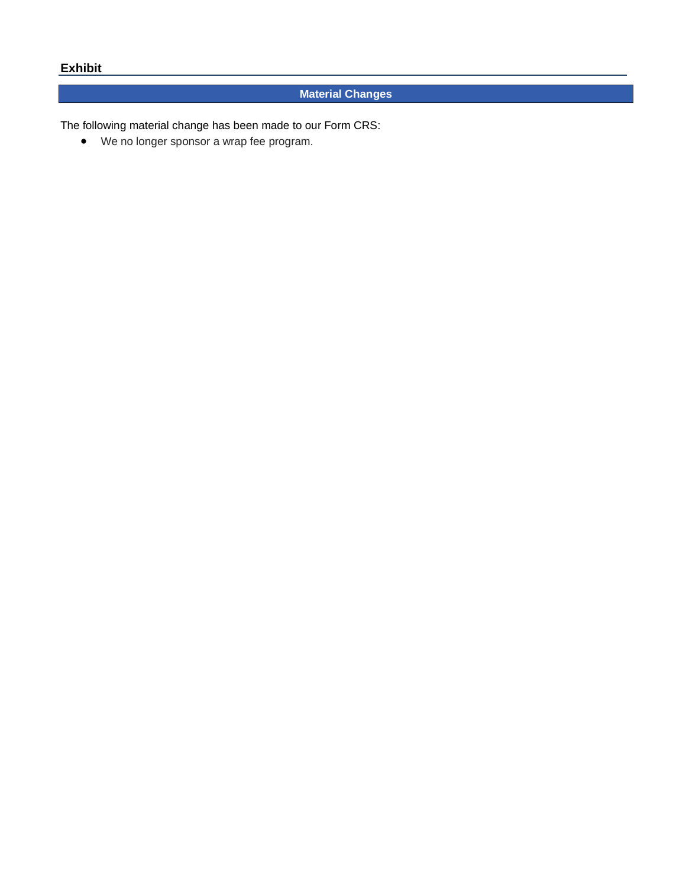**Exhibit**

## Material Changes

The following material change has been made to our Form CRS:

- We no longer sponsor a wrap fee program.